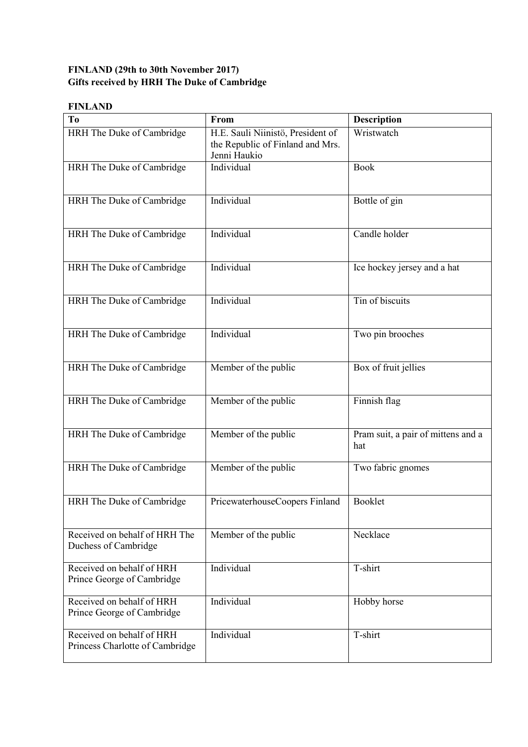**FINLAND (29th to 30th November 2017)**
**Gifts received by HRH The Duke of Cambridge**

**FINLAND**

| To | From | Description |
|---|---|---|
| HRH The Duke of Cambridge | H.E. Sauli Niinistö, President of the Republic of Finland and Mrs. Jenni Haukio | Wristwatch |
| HRH The Duke of Cambridge | Individual | Book |
| HRH The Duke of Cambridge | Individual | Bottle of gin |
| HRH The Duke of Cambridge | Individual | Candle holder |
| HRH The Duke of Cambridge | Individual | Ice hockey jersey and a hat |
| HRH The Duke of Cambridge | Individual | Tin of biscuits |
| HRH The Duke of Cambridge | Individual | Two pin brooches |
| HRH The Duke of Cambridge | Member of the public | Box of fruit jellies |
| HRH The Duke of Cambridge | Member of the public | Finnish flag |
| HRH The Duke of Cambridge | Member of the public | Pram suit, a pair of mittens and a hat |
| HRH The Duke of Cambridge | Member of the public | Two fabric gnomes |
| HRH The Duke of Cambridge | PricewaterhouseCoopers Finland | Booklet |
| Received on behalf of HRH The Duchess of Cambridge | Member of the public | Necklace |
| Received on behalf of HRH Prince George of Cambridge | Individual | T-shirt |
| Received on behalf of HRH Prince George of Cambridge | Individual | Hobby horse |
| Received on behalf of HRH Princess Charlotte of Cambridge | Individual | T-shirt |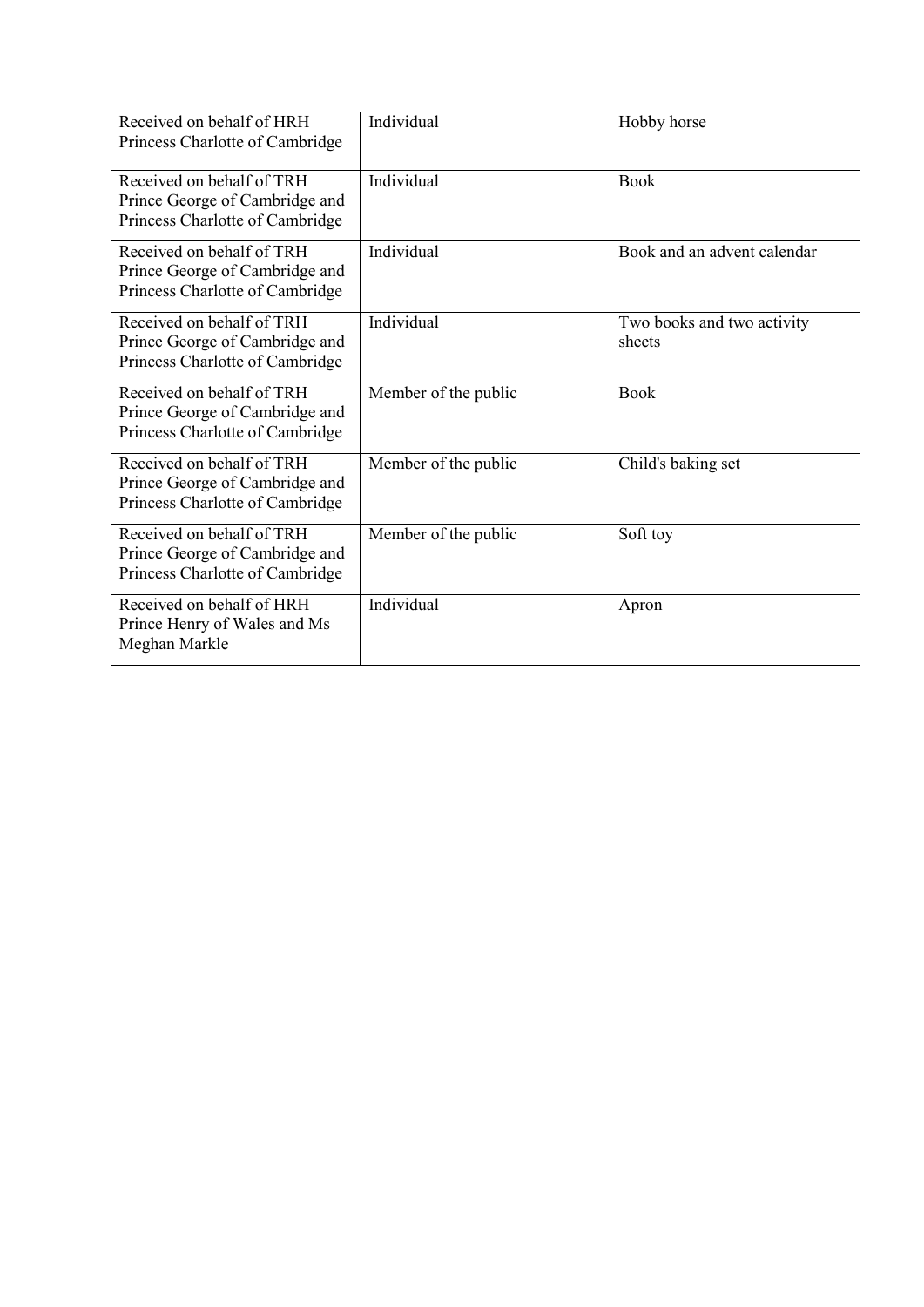| | | |
|---|---|---|
| Received on behalf of HRH Princess Charlotte of Cambridge | Individual | Hobby horse |
| Received on behalf of TRH Prince George of Cambridge and Princess Charlotte of Cambridge | Individual | Book |
| Received on behalf of TRH Prince George of Cambridge and Princess Charlotte of Cambridge | Individual | Book and an advent calendar |
| Received on behalf of TRH Prince George of Cambridge and Princess Charlotte of Cambridge | Individual | Two books and two activity sheets |
| Received on behalf of TRH Prince George of Cambridge and Princess Charlotte of Cambridge | Member of the public | Book |
| Received on behalf of TRH Prince George of Cambridge and Princess Charlotte of Cambridge | Member of the public | Child's baking set |
| Received on behalf of TRH Prince George of Cambridge and Princess Charlotte of Cambridge | Member of the public | Soft toy |
| Received on behalf of HRH Prince Henry of Wales and Ms Meghan Markle | Individual | Apron |